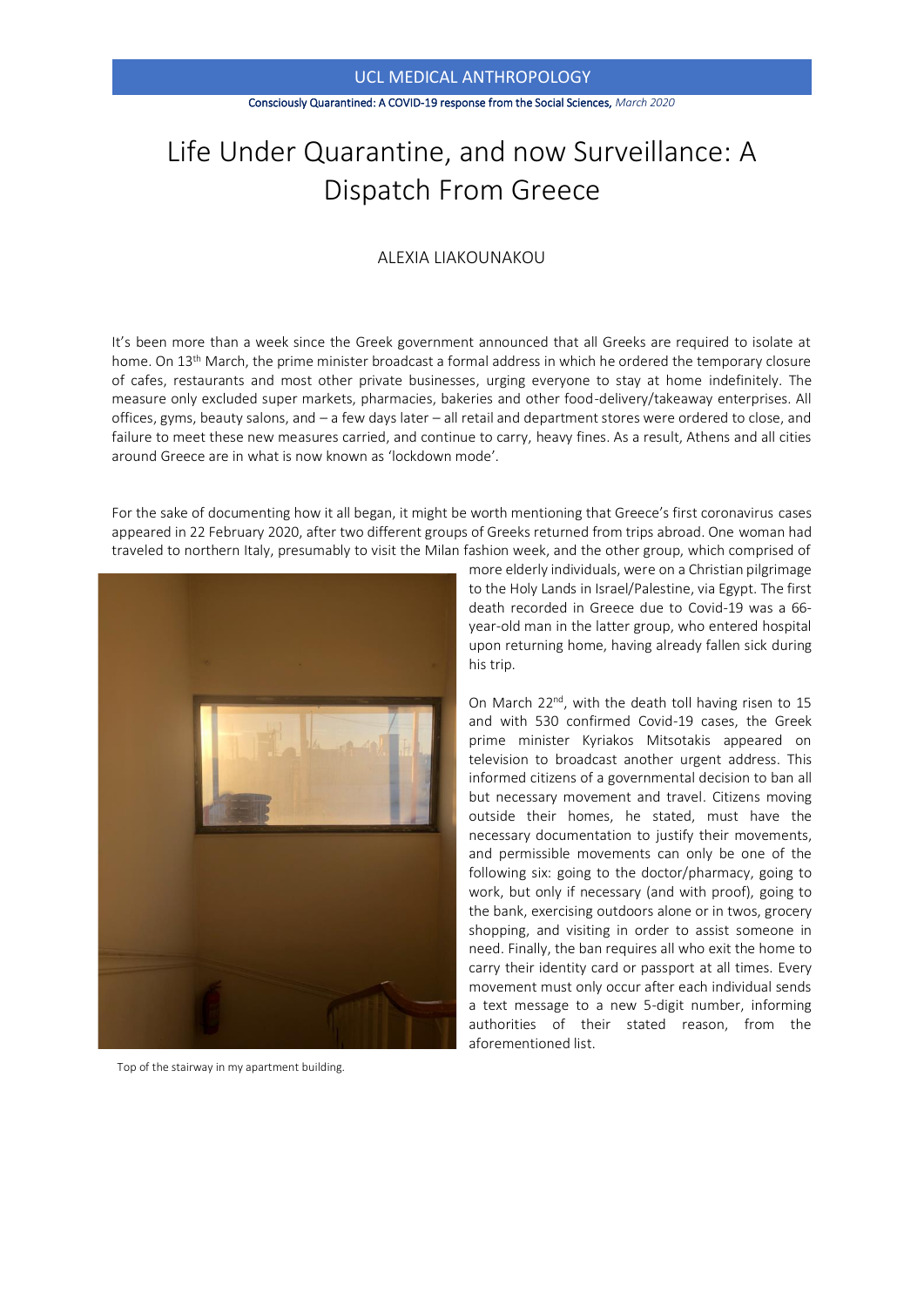UCL MEDICAL ANTHROPOLOGY

Consciously Quarantined: A COVID-19 response from the Social Sciences, *March 2020*

# Life Under Quarantine, and now Surveillance: A Dispatch From Greece

ALEXIA LIAKOUNAKOU

It's been more than a week since the Greek government announced that all Greeks are required to isolate at home. On 13th March, the prime minister broadcast a formal address in which he ordered the temporary closure of cafes, restaurants and most other private businesses, urging everyone to stay at home indefinitely. The measure only excluded super markets, pharmacies, bakeries and other food-delivery/takeaway enterprises. All offices, gyms, beauty salons, and – a few days later – all retail and department stores were ordered to close, and failure to meet these new measures carried, and continue to carry, heavy fines. As a result, Athens and all cities around Greece are in what is now known as 'lockdown mode'.

For the sake of documenting how it all began, it might be worth mentioning that Greece's first coronavirus cases appeared in 22 February 2020, after two different groups of Greeks returned from trips abroad. One woman had traveled to northern Italy, presumably to visit the Milan fashion week, and the other group, which comprised of more elderly individuals, were on a Christian pilgrimage to the Holy Lands in Israel/Palestine, via Egypt. The first death recorded in Greece due to Covid-19 was a 66-year-old man in the latter group, who entered hospital upon returning home, having already fallen sick during his trip.

Top of the stairway in my apartment building.

On March 22nd, with the death toll having risen to 15 and with 530 confirmed Covid-19 cases, the Greek prime minister Kyriakos Mitsotakis appeared on television to broadcast another urgent address. This informed citizens of a governmental decision to ban all but necessary movement and travel. Citizens moving outside their homes, he stated, must have the necessary documentation to justify their movements, and permissible movements can only be one of the following six: going to the doctor/pharmacy, going to work, but only if necessary (and with proof), going to the bank, exercising outdoors alone or in twos, grocery shopping, and visiting in order to assist someone in need. Finally, the ban requires all who exit the home to carry their identity card or passport at all times. Every movement must only occur after each individual sends a text message to a new 5-digit number, informing authorities of their stated reason, from the aforementioned list.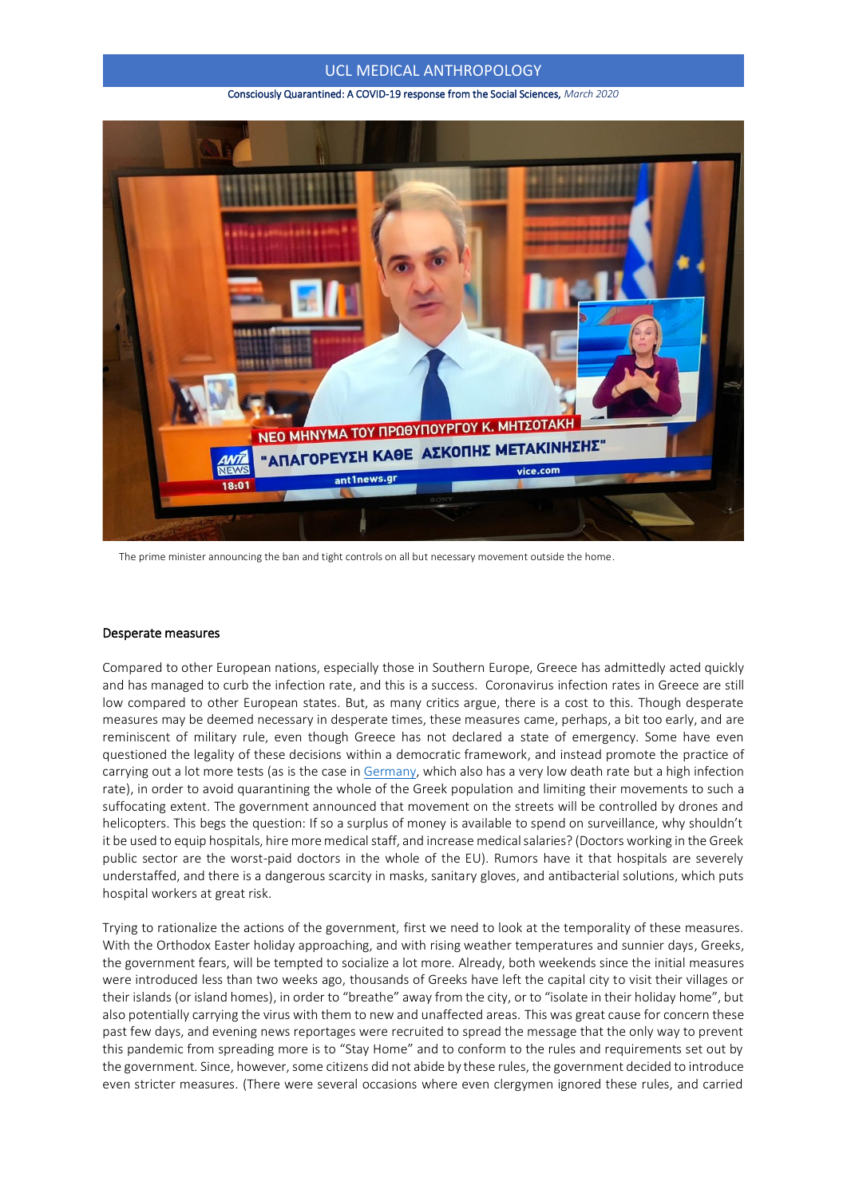The prime minister announcing the ban and tight controls on all but necessary movement outside the home.

### Desperate measures

Compared to other European nations, especially those in Southern Europe, Greece has admittedly acted quickly and has managed to curb the infection rate, and this is a success. Coronavirus infection rates in Greece are still low compared to other European states. But, as many critics argue, there is a cost to this. Though desperate measures may be deemed necessary in desperate times, these measures came, perhaps, a bit too early, and are reminiscent of military rule, even though Greece has not declared a state of emergency. Some have even questioned the legality of these decisions within a democratic framework, and instead promote the practice of carrying out a lot more tests (as is the case in Germany, which also has a very low death rate but a high infection rate), in order to avoid quarantining the whole of the Greek population and limiting their movements to such a suffocating extent. The government announced that movement on the streets will be controlled by drones and helicopters. This begs the question: If so a surplus of money is available to spend on surveillance, why shouldn't it be used to equip hospitals, hire more medical staff, and increase medical salaries? (Doctors working in the Greek public sector are the worst-paid doctors in the whole of the EU). Rumors have it that hospitals are severely understaffed, and there is a dangerous scarcity in masks, sanitary gloves, and antibacterial solutions, which puts hospital workers at great risk.

Trying to rationalize the actions of the government, first we need to look at the temporality of these measures. With the Orthodox Easter holiday approaching, and with rising weather temperatures and sunnier days, Greeks, the government fears, will be tempted to socialize a lot more. Already, both weekends since the initial measures were introduced less than two weeks ago, thousands of Greeks have left the capital city to visit their villages or their islands (or island homes), in order to "breathe" away from the city, or to "isolate in their holiday home", but also potentially carrying the virus with them to new and unaffected areas. This was great cause for concern these past few days, and evening news reportages were recruited to spread the message that the only way to prevent this pandemic from spreading more is to "Stay Home" and to conform to the rules and requirements set out by the government. Since, however, some citizens did not abide by these rules, the government decided to introduce even stricter measures. (There were several occasions where even clergymen ignored these rules, and carried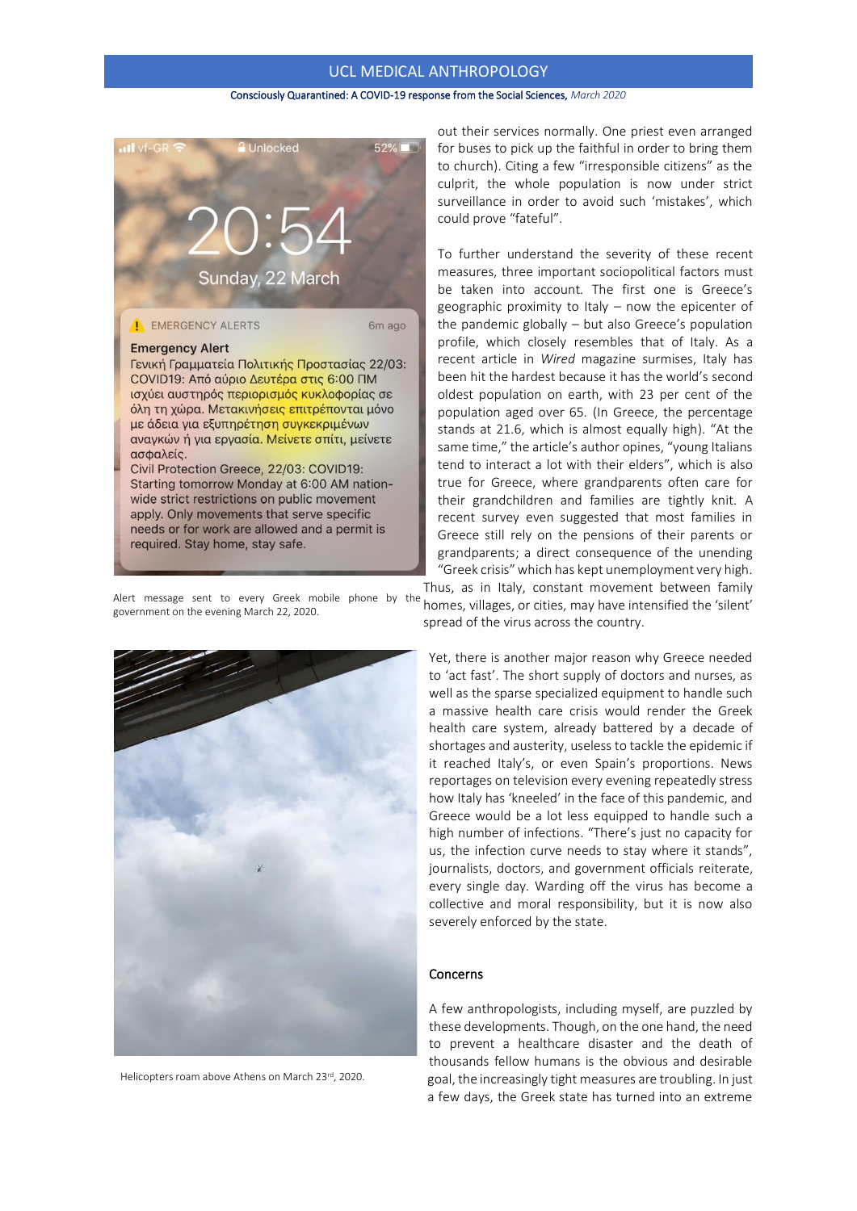out their services normally. One priest even arranged for buses to pick up the faithful in order to bring them to church). Citing a few "irresponsible citizens" as the culprit, the whole population is now under strict surveillance in order to avoid such 'mistakes', which could prove "fateful".

To further understand the severity of these recent measures, three important sociopolitical factors must be taken into account. The first one is Greece's geographic proximity to Italy – now the epicenter of the pandemic globally – but also Greece's population profile, which closely resembles that of Italy. As a recent article in *Wired* magazine surmises, Italy has been hit the hardest because it has the world's second oldest population on earth, with 23 per cent of the population aged over 65. (In Greece, the percentage stands at 21.6, which is almost equally high). "At the same time," the article's author opines, "young Italians tend to interact a lot with their elders", which is also true for Greece, where grandparents often care for their grandchildren and families are tightly knit. A recent survey even suggested that most families in Greece still rely on the pensions of their parents or grandparents; a direct consequence of the unending "Greek crisis" which has kept unemployment very high. Thus, as in Italy, constant movement between family homes, villages, or cities, may have intensified the 'silent' spread of the virus across the country.

Alert message sent to every Greek mobile phone by the government on the evening March 22, 2020.

Yet, there is another major reason why Greece needed to 'act fast'. The short supply of doctors and nurses, as well as the sparse specialized equipment to handle such a massive health care crisis would render the Greek health care system, already battered by a decade of shortages and austerity, useless to tackle the epidemic if it reached Italy's, or even Spain's proportions. News reportages on television every evening repeatedly stress how Italy has 'kneeled' in the face of this pandemic, and Greece would be a lot less equipped to handle such a high number of infections. "There's just no capacity for us, the infection curve needs to stay where it stands", journalists, doctors, and government officials reiterate, every single day. Warding off the virus has become a collective and moral responsibility, but it is now also severely enforced by the state.

Helicopters roam above Athens on March 23rd, 2020.

## Concerns

A few anthropologists, including myself, are puzzled by these developments. Though, on the one hand, the need to prevent a healthcare disaster and the death of thousands fellow humans is the obvious and desirable goal, the increasingly tight measures are troubling. In just a few days, the Greek state has turned into an extreme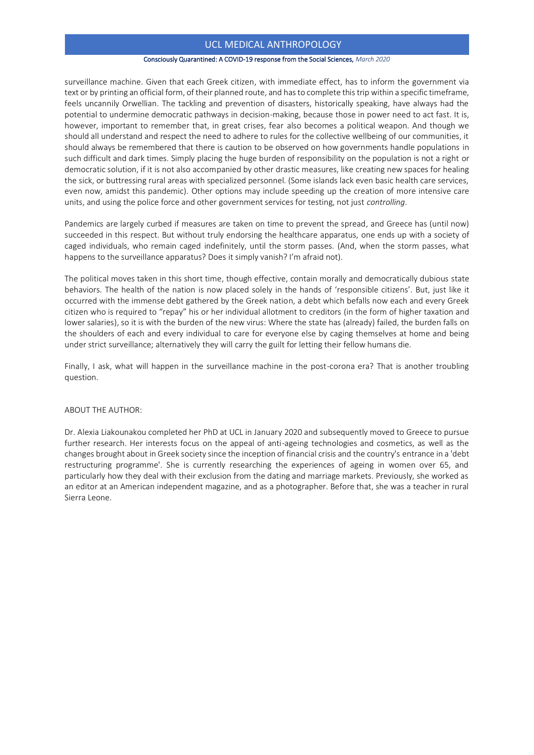surveillance machine. Given that each Greek citizen, with immediate effect, has to inform the government via text or by printing an official form, of their planned route, and has to complete this trip within a specific timeframe, feels uncannily Orwellian. The tackling and prevention of disasters, historically speaking, have always had the potential to undermine democratic pathways in decision-making, because those in power need to act fast. It is, however, important to remember that, in great crises, fear also becomes a political weapon. And though we should all understand and respect the need to adhere to rules for the collective wellbeing of our communities, it should always be remembered that there is caution to be observed on how governments handle populations in such difficult and dark times. Simply placing the huge burden of responsibility on the population is not a right or democratic solution, if it is not also accompanied by other drastic measures, like creating new spaces for healing the sick, or buttressing rural areas with specialized personnel. (Some islands lack even basic health care services, even now, amidst this pandemic). Other options may include speeding up the creation of more intensive care units, and using the police force and other government services for testing, not just *controlling*.

Pandemics are largely curbed if measures are taken on time to prevent the spread, and Greece has (until now) succeeded in this respect. But without truly endorsing the healthcare apparatus, one ends up with a society of caged individuals, who remain caged indefinitely, until the storm passes. (And, when the storm passes, what happens to the surveillance apparatus? Does it simply vanish? I'm afraid not).

The political moves taken in this short time, though effective, contain morally and democratically dubious state behaviors. The health of the nation is now placed solely in the hands of 'responsible citizens'. But, just like it occurred with the immense debt gathered by the Greek nation, a debt which befalls now each and every Greek citizen who is required to "repay" his or her individual allotment to creditors (in the form of higher taxation and lower salaries), so it is with the burden of the new virus: Where the state has (already) failed, the burden falls on the shoulders of each and every individual to care for everyone else by caging themselves at home and being under strict surveillance; alternatively they will carry the guilt for letting their fellow humans die.

Finally, I ask, what will happen in the surveillance machine in the post-corona era? That is another troubling question.

ABOUT THE AUTHOR:

Dr. Alexia Liakounakou completed her PhD at UCL in January 2020 and subsequently moved to Greece to pursue further research. Her interests focus on the appeal of anti-ageing technologies and cosmetics, as well as the changes brought about in Greek society since the inception of financial crisis and the country's entrance in a 'debt restructuring programme'. She is currently researching the experiences of ageing in women over 65, and particularly how they deal with their exclusion from the dating and marriage markets. Previously, she worked as an editor at an American independent magazine, and as a photographer. Before that, she was a teacher in rural Sierra Leone.